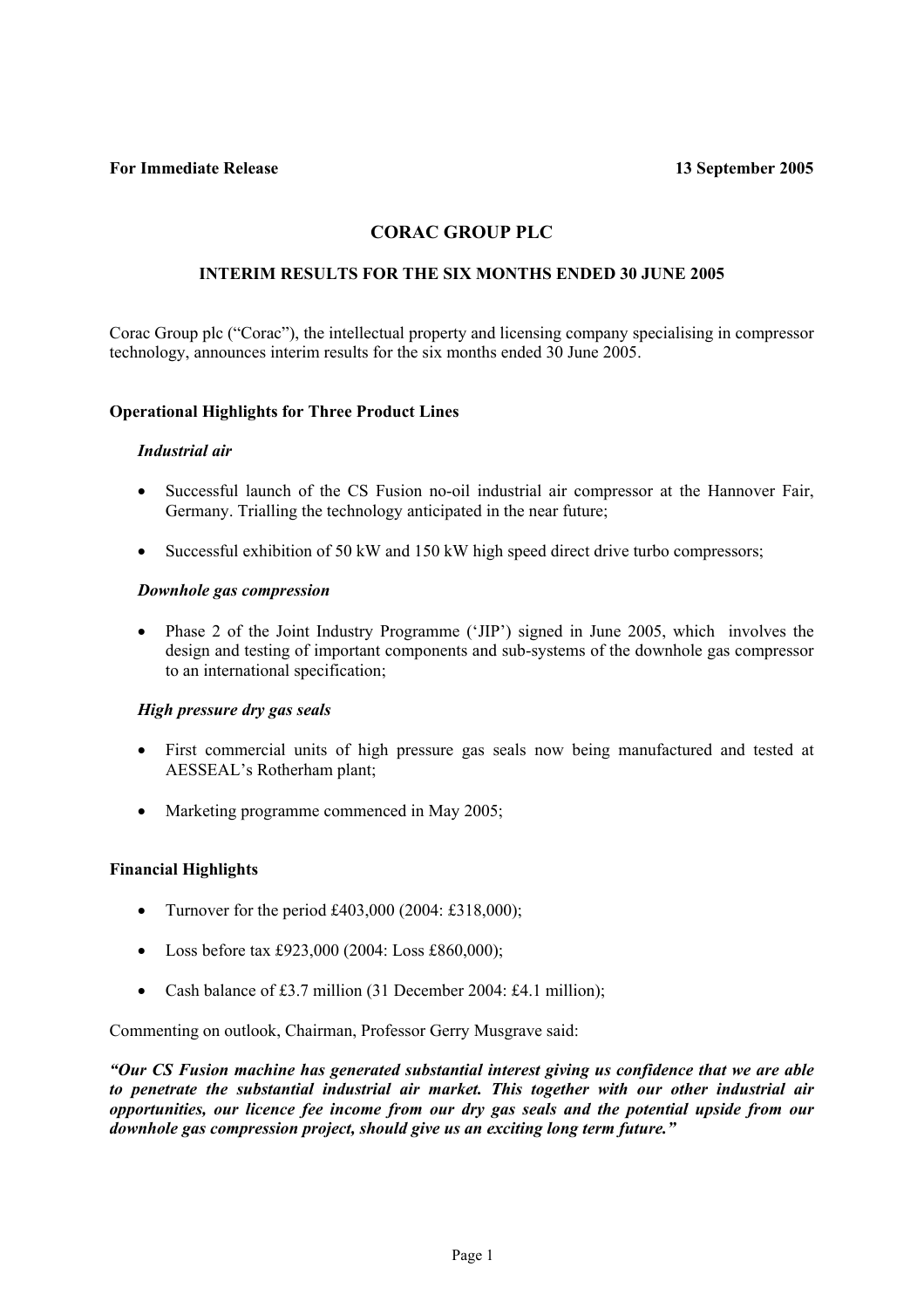**For Immediate Release** **13 September 2005**

# CORAC GROUP PLC

## INTERIM RESULTS FOR THE SIX MONTHS ENDED 30 JUNE 2005

Corac Group plc ("Corac"), the intellectual property and licensing company specialising in compressor technology, announces interim results for the six months ended 30 June 2005.

### Operational Highlights for Three Product Lines

***Industrial air***

- Successful launch of the CS Fusion no-oil industrial air compressor at the Hannover Fair, Germany. Trialling the technology anticipated in the near future;
- Successful exhibition of 50 kW and 150 kW high speed direct drive turbo compressors;

***Downhole gas compression***

- Phase 2 of the Joint Industry Programme ('JIP') signed in June 2005, which involves the design and testing of important components and sub-systems of the downhole gas compressor to an international specification;

***High pressure dry gas seals***

- First commercial units of high pressure gas seals now being manufactured and tested at AESSEAL's Rotherham plant;
- Marketing programme commenced in May 2005;

### Financial Highlights

- Turnover for the period £403,000 (2004: £318,000);
- Loss before tax £923,000 (2004: Loss £860,000);
- Cash balance of £3.7 million (31 December 2004: £4.1 million);

Commenting on outlook, Chairman, Professor Gerry Musgrave said:

***"Our CS Fusion machine has generated substantial interest giving us confidence that we are able to penetrate the substantial industrial air market. This together with our other industrial air opportunities, our licence fee income from our dry gas seals and the potential upside from our downhole gas compression project, should give us an exciting long term future."***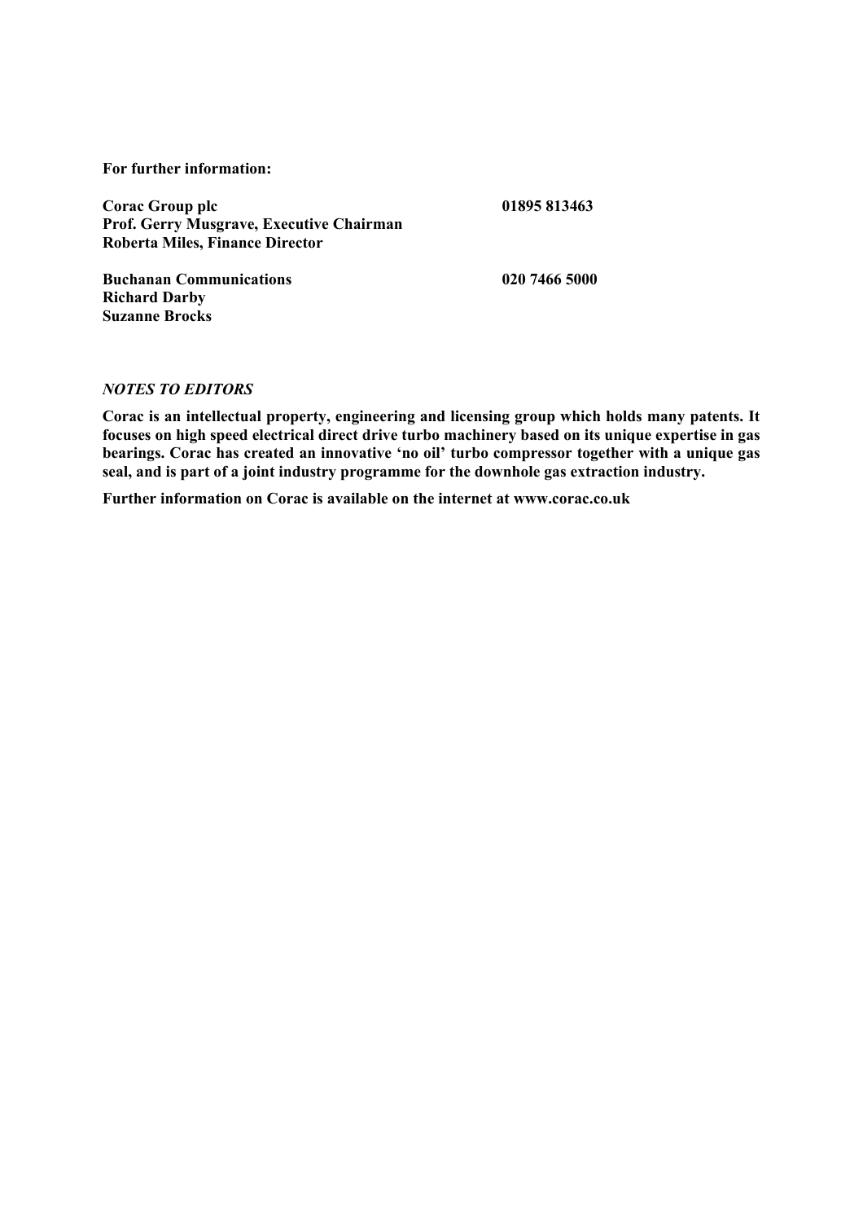**For further information:**

| | |
|---|---|
| **Corac Group plc** | **01895 813463** |
| **Prof. Gerry Musgrave, Executive Chairman** | |
| **Roberta Miles, Finance Director** | |
| | |
| **Buchanan Communications** | **020 7466 5000** |
| **Richard Darby** | |
| **Suzanne Brocks** | |

***NOTES TO EDITORS***

**Corac is an intellectual property, engineering and licensing group which holds many patents. It focuses on high speed electrical direct drive turbo machinery based on its unique expertise in gas bearings. Corac has created an innovative 'no oil' turbo compressor together with a unique gas seal, and is part of a joint industry programme for the downhole gas extraction industry.**

**Further information on Corac is available on the internet at www.corac.co.uk**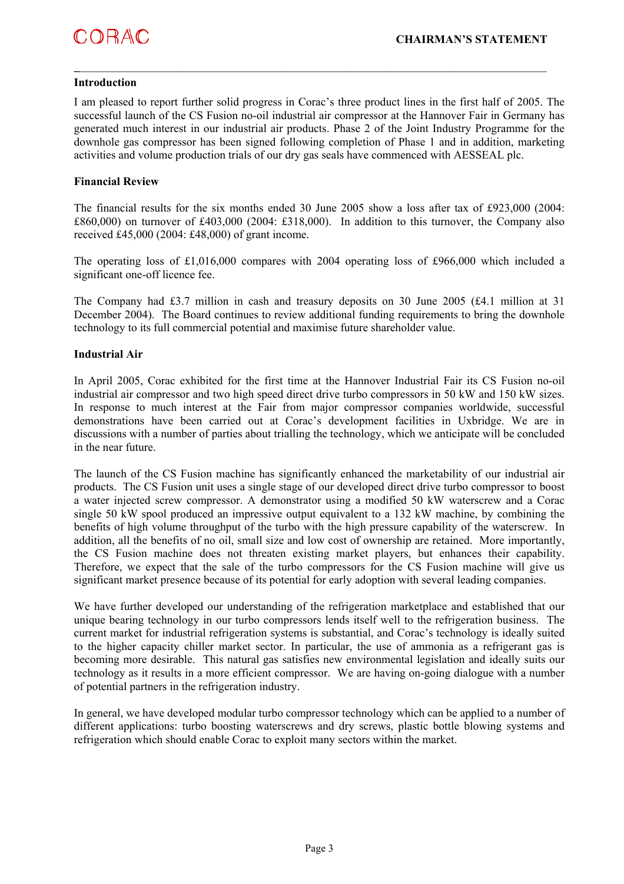## Introduction

I am pleased to report further solid progress in Corac's three product lines in the first half of 2005. The successful launch of the CS Fusion no-oil industrial air compressor at the Hannover Fair in Germany has generated much interest in our industrial air products. Phase 2 of the Joint Industry Programme for the downhole gas compressor has been signed following completion of Phase 1 and in addition, marketing activities and volume production trials of our dry gas seals have commenced with AESSEAL plc.

## Financial Review

The financial results for the six months ended 30 June 2005 show a loss after tax of £923,000 (2004: £860,000) on turnover of £403,000 (2004: £318,000). In addition to this turnover, the Company also received £45,000 (2004: £48,000) of grant income.

The operating loss of £1,016,000 compares with 2004 operating loss of £966,000 which included a significant one-off licence fee.

The Company had £3.7 million in cash and treasury deposits on 30 June 2005 (£4.1 million at 31 December 2004). The Board continues to review additional funding requirements to bring the downhole technology to its full commercial potential and maximise future shareholder value.

## Industrial Air

In April 2005, Corac exhibited for the first time at the Hannover Industrial Fair its CS Fusion no-oil industrial air compressor and two high speed direct drive turbo compressors in 50 kW and 150 kW sizes. In response to much interest at the Fair from major compressor companies worldwide, successful demonstrations have been carried out at Corac's development facilities in Uxbridge. We are in discussions with a number of parties about trialling the technology, which we anticipate will be concluded in the near future.

The launch of the CS Fusion machine has significantly enhanced the marketability of our industrial air products. The CS Fusion unit uses a single stage of our developed direct drive turbo compressor to boost a water injected screw compressor. A demonstrator using a modified 50 kW waterscrew and a Corac single 50 kW spool produced an impressive output equivalent to a 132 kW machine, by combining the benefits of high volume throughput of the turbo with the high pressure capability of the waterscrew. In addition, all the benefits of no oil, small size and low cost of ownership are retained. More importantly, the CS Fusion machine does not threaten existing market players, but enhances their capability. Therefore, we expect that the sale of the turbo compressors for the CS Fusion machine will give us significant market presence because of its potential for early adoption with several leading companies.

We have further developed our understanding of the refrigeration marketplace and established that our unique bearing technology in our turbo compressors lends itself well to the refrigeration business. The current market for industrial refrigeration systems is substantial, and Corac's technology is ideally suited to the higher capacity chiller market sector. In particular, the use of ammonia as a refrigerant gas is becoming more desirable. This natural gas satisfies new environmental legislation and ideally suits our technology as it results in a more efficient compressor. We are having on-going dialogue with a number of potential partners in the refrigeration industry.

In general, we have developed modular turbo compressor technology which can be applied to a number of different applications: turbo boosting waterscrews and dry screws, plastic bottle blowing systems and refrigeration which should enable Corac to exploit many sectors within the market.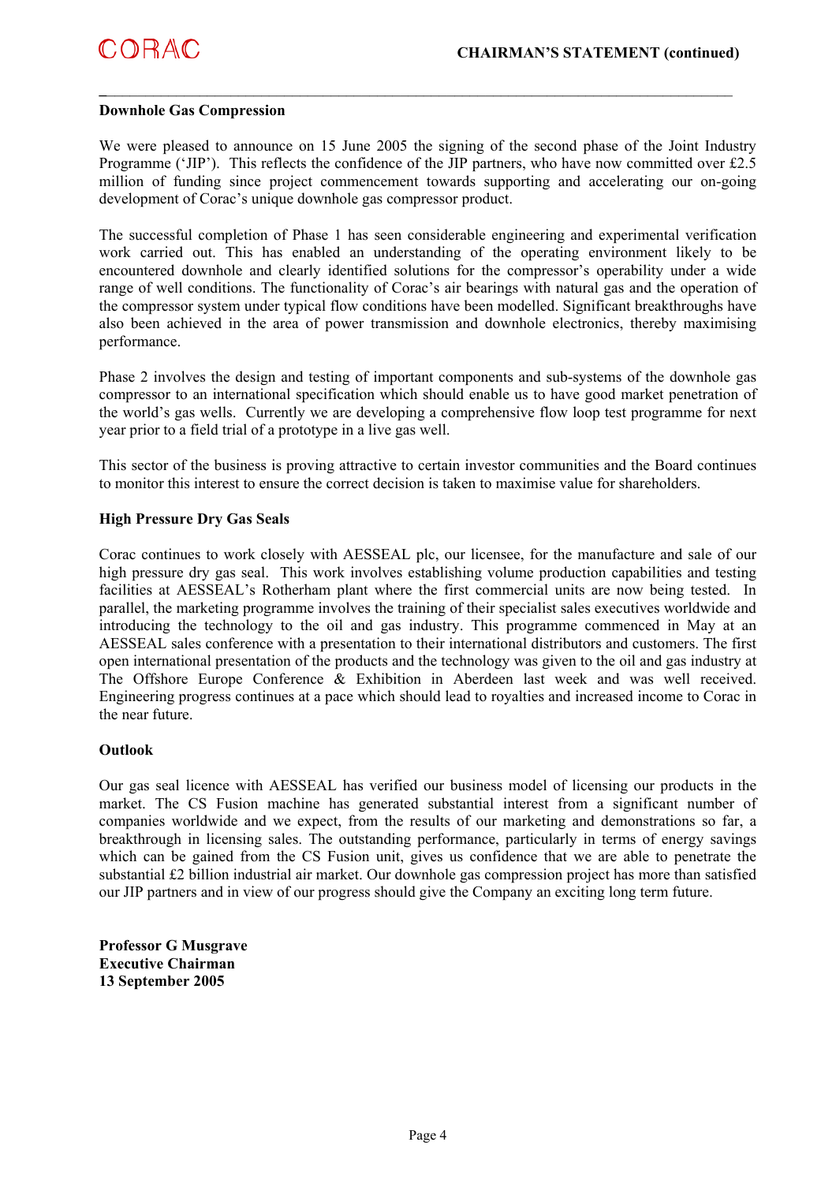## Downhole Gas Compression

We were pleased to announce on 15 June 2005 the signing of the second phase of the Joint Industry Programme ('JIP'). This reflects the confidence of the JIP partners, who have now committed over £2.5 million of funding since project commencement towards supporting and accelerating our on-going development of Corac's unique downhole gas compressor product.

The successful completion of Phase 1 has seen considerable engineering and experimental verification work carried out. This has enabled an understanding of the operating environment likely to be encountered downhole and clearly identified solutions for the compressor's operability under a wide range of well conditions. The functionality of Corac's air bearings with natural gas and the operation of the compressor system under typical flow conditions have been modelled. Significant breakthroughs have also been achieved in the area of power transmission and downhole electronics, thereby maximising performance.

Phase 2 involves the design and testing of important components and sub-systems of the downhole gas compressor to an international specification which should enable us to have good market penetration of the world's gas wells. Currently we are developing a comprehensive flow loop test programme for next year prior to a field trial of a prototype in a live gas well.

This sector of the business is proving attractive to certain investor communities and the Board continues to monitor this interest to ensure the correct decision is taken to maximise value for shareholders.

## High Pressure Dry Gas Seals

Corac continues to work closely with AESSEAL plc, our licensee, for the manufacture and sale of our high pressure dry gas seal. This work involves establishing volume production capabilities and testing facilities at AESSEAL's Rotherham plant where the first commercial units are now being tested. In parallel, the marketing programme involves the training of their specialist sales executives worldwide and introducing the technology to the oil and gas industry. This programme commenced in May at an AESSEAL sales conference with a presentation to their international distributors and customers. The first open international presentation of the products and the technology was given to the oil and gas industry at The Offshore Europe Conference & Exhibition in Aberdeen last week and was well received. Engineering progress continues at a pace which should lead to royalties and increased income to Corac in the near future.

## Outlook

Our gas seal licence with AESSEAL has verified our business model of licensing our products in the market. The CS Fusion machine has generated substantial interest from a significant number of companies worldwide and we expect, from the results of our marketing and demonstrations so far, a breakthrough in licensing sales. The outstanding performance, particularly in terms of energy savings which can be gained from the CS Fusion unit, gives us confidence that we are able to penetrate the substantial £2 billion industrial air market. Our downhole gas compression project has more than satisfied our JIP partners and in view of our progress should give the Company an exciting long term future.

**Professor G Musgrave**
**Executive Chairman**
**13 September 2005**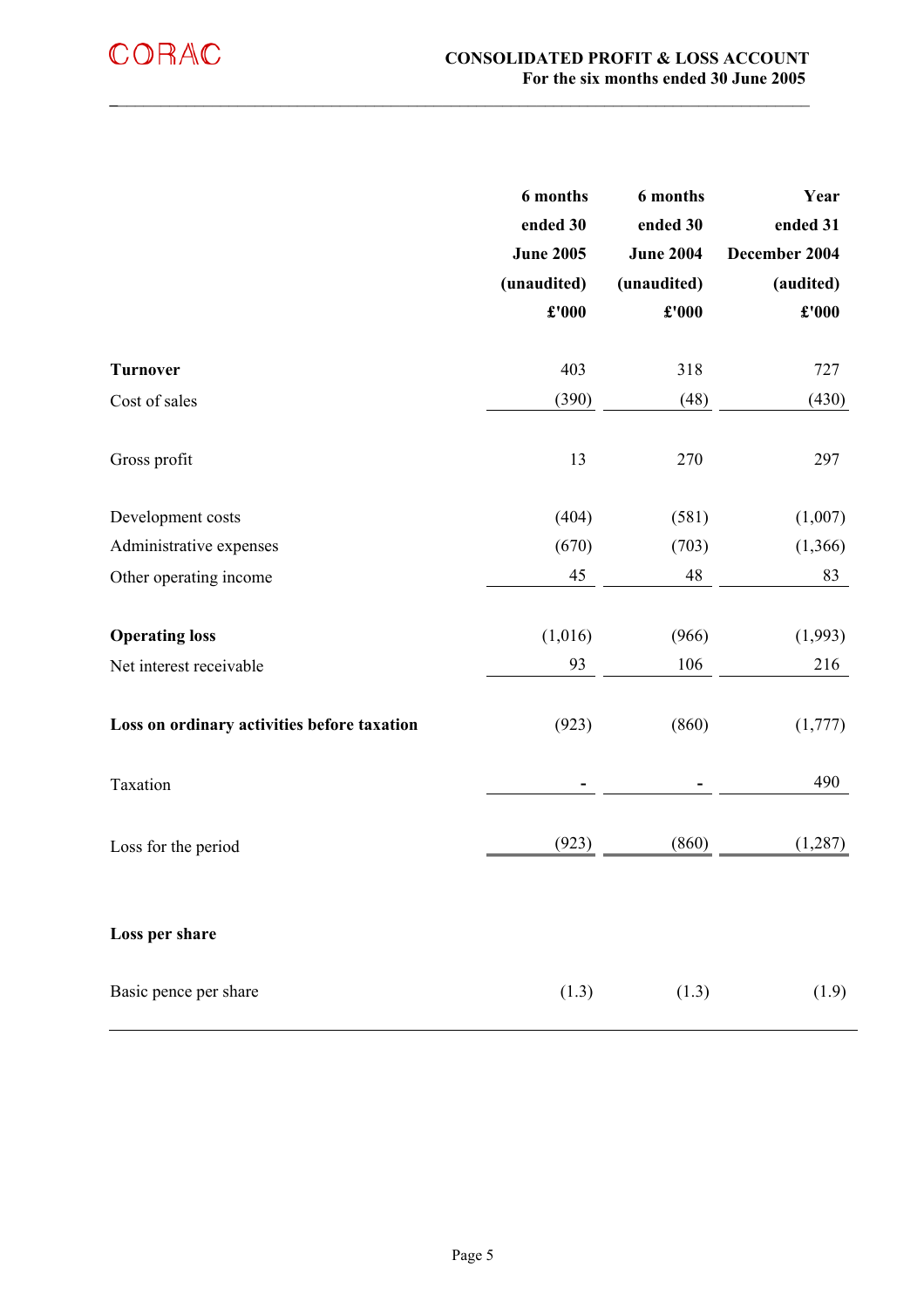CORAC

# CONSOLIDATED PROFIT & LOSS ACCOUNT
## For the six months ended 30 June 2005

| | 6 months ended 30 June 2005 (unaudited) £'000 | 6 months ended 30 June 2004 (unaudited) £'000 | Year ended 31 December 2004 (audited) £'000 |
|---|---|---|---|
| **Turnover** | 403 | 318 | 727 |
| Cost of sales | (390) | (48) | (430) |
| Gross profit | 13 | 270 | 297 |
| Development costs | (404) | (581) | (1,007) |
| Administrative expenses | (670) | (703) | (1,366) |
| Other operating income | 45 | 48 | 83 |
| **Operating loss** | (1,016) | (966) | (1,993) |
| Net interest receivable | 93 | 106 | 216 |
| **Loss on ordinary activities before taxation** | (923) | (860) | (1,777) |
| Taxation | - | - | 490 |
| Loss for the period | (923) | (860) | (1,287) |
| **Loss per share** | | | |
| Basic pence per share | (1.3) | (1.3) | (1.9) |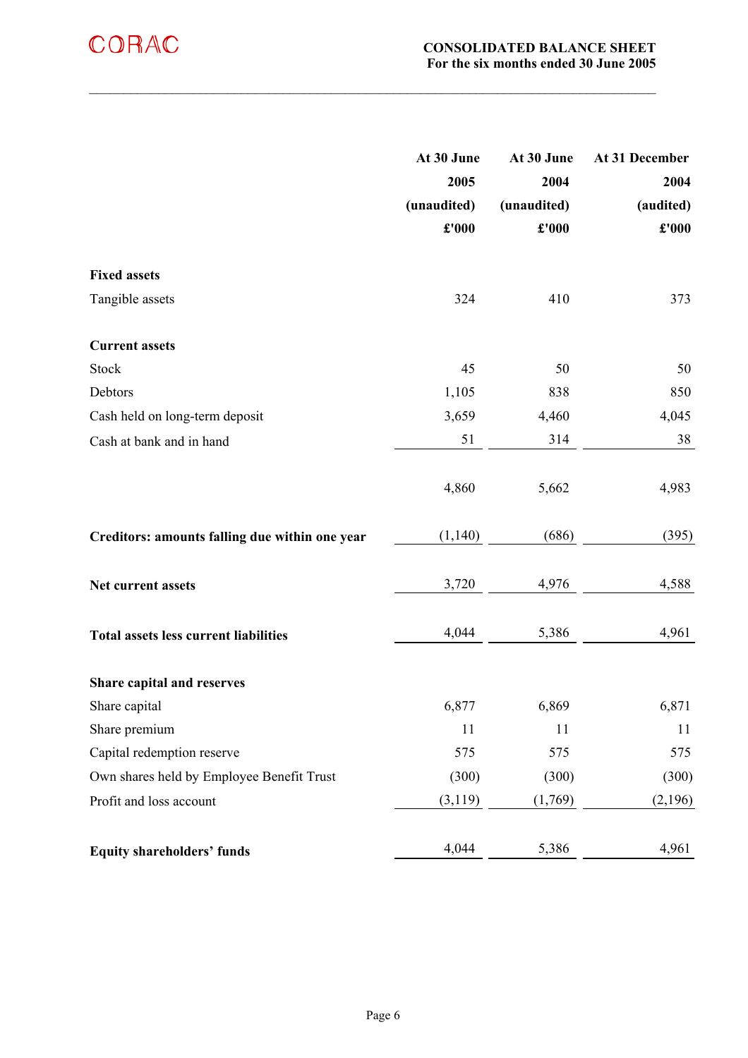CORAC

# CONSOLIDATED BALANCE SHEET
**For the six months ended 30 June 2005**

| | At 30 June 2005 (unaudited) £'000 | At 30 June 2004 (unaudited) £'000 | At 31 December 2004 (audited) £'000 |
|---|---|---|---|
| **Fixed assets** | | | |
| Tangible assets | 324 | 410 | 373 |
| **Current assets** | | | |
| Stock | 45 | 50 | 50 |
| Debtors | 1,105 | 838 | 850 |
| Cash held on long-term deposit | 3,659 | 4,460 | 4,045 |
| Cash at bank and in hand | 51 | 314 | 38 |
| | 4,860 | 5,662 | 4,983 |
| **Creditors: amounts falling due within one year** | (1,140) | (686) | (395) |
| **Net current assets** | 3,720 | 4,976 | 4,588 |
| **Total assets less current liabilities** | 4,044 | 5,386 | 4,961 |
| **Share capital and reserves** | | | |
| Share capital | 6,877 | 6,869 | 6,871 |
| Share premium | 11 | 11 | 11 |
| Capital redemption reserve | 575 | 575 | 575 |
| Own shares held by Employee Benefit Trust | (300) | (300) | (300) |
| Profit and loss account | (3,119) | (1,769) | (2,196) |
| **Equity shareholders' funds** | 4,044 | 5,386 | 4,961 |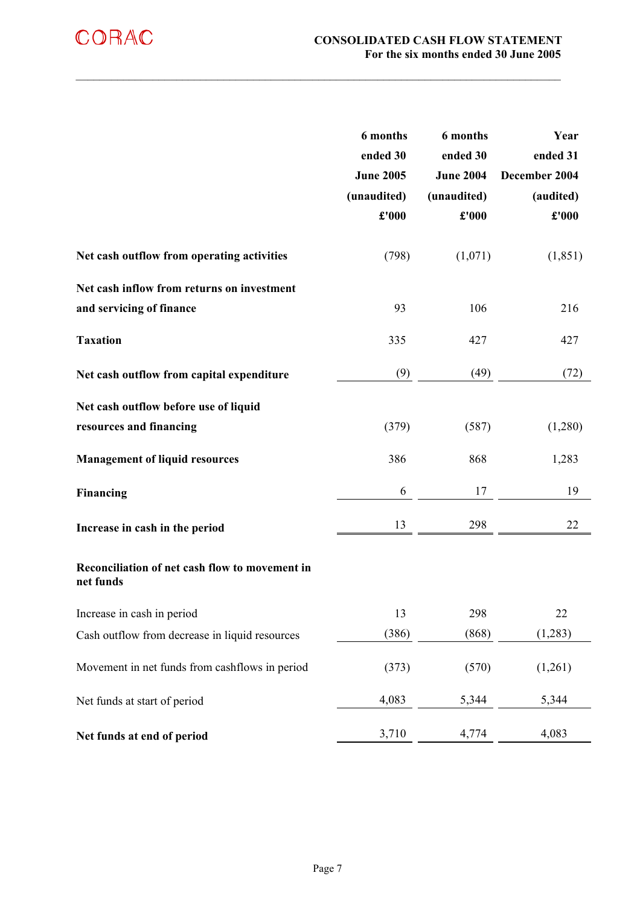CORAC

# CONSOLIDATED CASH FLOW STATEMENT
For the six months ended 30 June 2005

| | 6 months ended 30 June 2005 (unaudited) £'000 | 6 months ended 30 June 2004 (unaudited) £'000 | Year ended 31 December 2004 (audited) £'000 |
|---|---|---|---|
| **Net cash outflow from operating activities** | (798) | (1,071) | (1,851) |
| **Net cash inflow from returns on investment and servicing of finance** | 93 | 106 | 216 |
| **Taxation** | 335 | 427 | 427 |
| **Net cash outflow from capital expenditure** | (9) | (49) | (72) |
| **Net cash outflow before use of liquid resources and financing** | (379) | (587) | (1,280) |
| **Management of liquid resources** | 386 | 868 | 1,283 |
| **Financing** | 6 | 17 | 19 |
| **Increase in cash in the period** | 13 | 298 | 22 |
| **Reconciliation of net cash flow to movement in net funds** | | | |
| Increase in cash in period | 13 | 298 | 22 |
| Cash outflow from decrease in liquid resources | (386) | (868) | (1,283) |
| Movement in net funds from cashflows in period | (373) | (570) | (1,261) |
| Net funds at start of period | 4,083 | 5,344 | 5,344 |
| **Net funds at end of period** | 3,710 | 4,774 | 4,083 |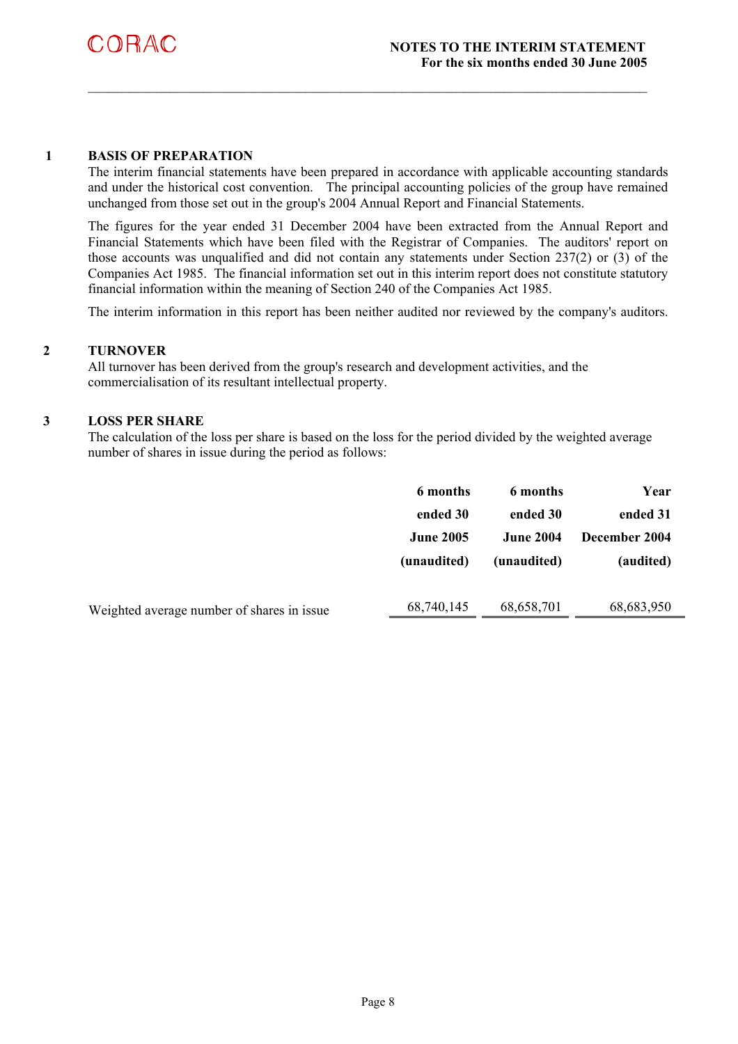## NOTES TO THE INTERIM STATEMENT
### For the six months ended 30 June 2005

**1 BASIS OF PREPARATION**

The interim financial statements have been prepared in accordance with applicable accounting standards and under the historical cost convention. The principal accounting policies of the group have remained unchanged from those set out in the group's 2004 Annual Report and Financial Statements.

The figures for the year ended 31 December 2004 have been extracted from the Annual Report and Financial Statements which have been filed with the Registrar of Companies. The auditors' report on those accounts was unqualified and did not contain any statements under Section 237(2) or (3) of the Companies Act 1985. The financial information set out in this interim report does not constitute statutory financial information within the meaning of Section 240 of the Companies Act 1985.

The interim information in this report has been neither audited nor reviewed by the company's auditors.

**2 TURNOVER**

All turnover has been derived from the group's research and development activities, and the commercialisation of its resultant intellectual property.

**3 LOSS PER SHARE**

The calculation of the loss per share is based on the loss for the period divided by the weighted average number of shares in issue during the period as follows:

| | 6 months ended 30 June 2005 (unaudited) | 6 months ended 30 June 2004 (unaudited) | Year ended 31 December 2004 (audited) |
|---|---|---|---|
| Weighted average number of shares in issue | 68,740,145 | 68,658,701 | 68,683,950 |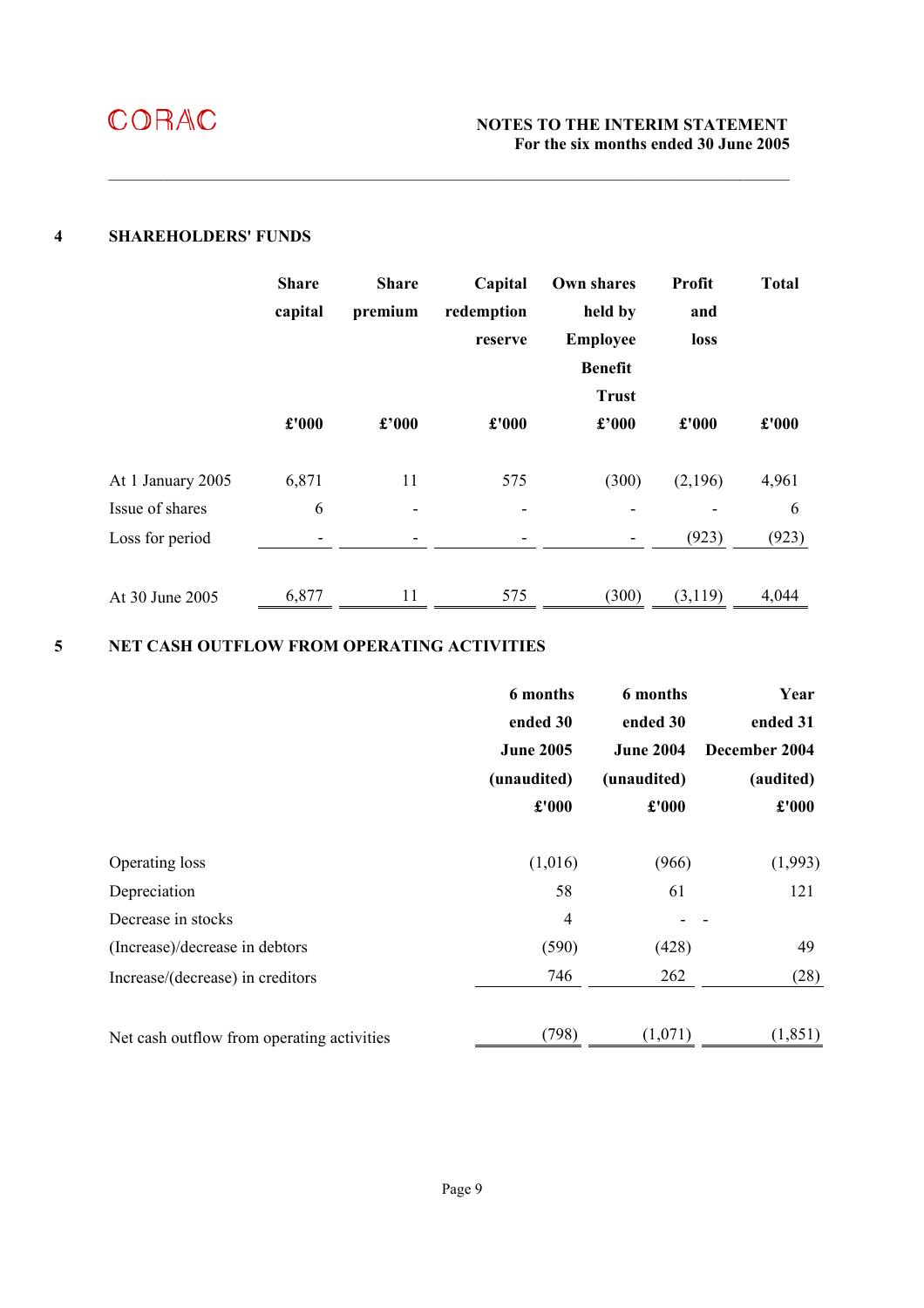## 4 SHAREHOLDERS' FUNDS

| | Share capital | Share premium | Capital redemption reserve | Own shares held by Employee Benefit Trust | Profit and loss | Total |
|---|---|---|---|---|---|---|
| | £'000 | £'000 | £'000 | £'000 | £'000 | £'000 |
| At 1 January 2005 | 6,871 | 11 | 575 | (300) | (2,196) | 4,961 |
| Issue of shares | 6 | - | - | - | - | 6 |
| Loss for period | - | - | - | - | (923) | (923) |
| At 30 June 2005 | 6,877 | 11 | 575 | (300) | (3,119) | 4,044 |

## 5 NET CASH OUTFLOW FROM OPERATING ACTIVITIES

| | 6 months ended 30 June 2005 (unaudited) | 6 months ended 30 June 2004 (unaudited) | Year ended 31 December 2004 (audited) |
|---|---|---|---|
| | £'000 | £'000 | £'000 |
| Operating loss | (1,016) | (966) | (1,993) |
| Depreciation | 58 | 61 | 121 |
| Decrease in stocks | 4 | - | - |
| (Increase)/decrease in debtors | (590) | (428) | 49 |
| Increase/(decrease) in creditors | 746 | 262 | (28) |
| Net cash outflow from operating activities | (798) | (1,071) | (1,851) |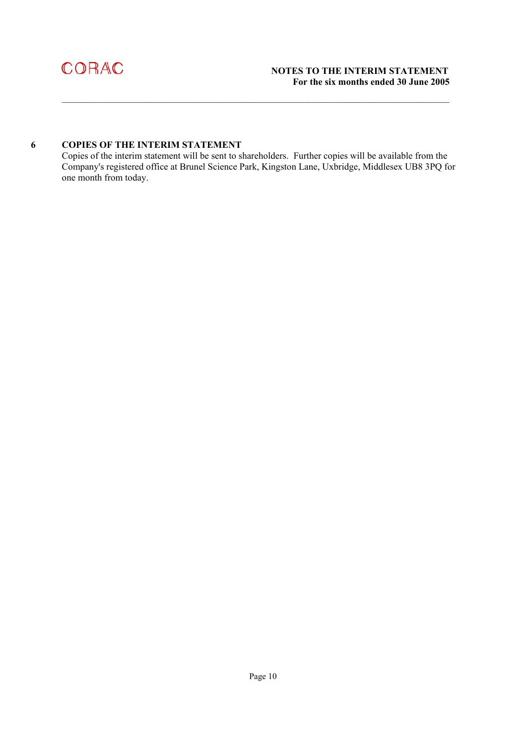## 6 COPIES OF THE INTERIM STATEMENT

Copies of the interim statement will be sent to shareholders. Further copies will be available from the Company's registered office at Brunel Science Park, Kingston Lane, Uxbridge, Middlesex UB8 3PQ for one month from today.